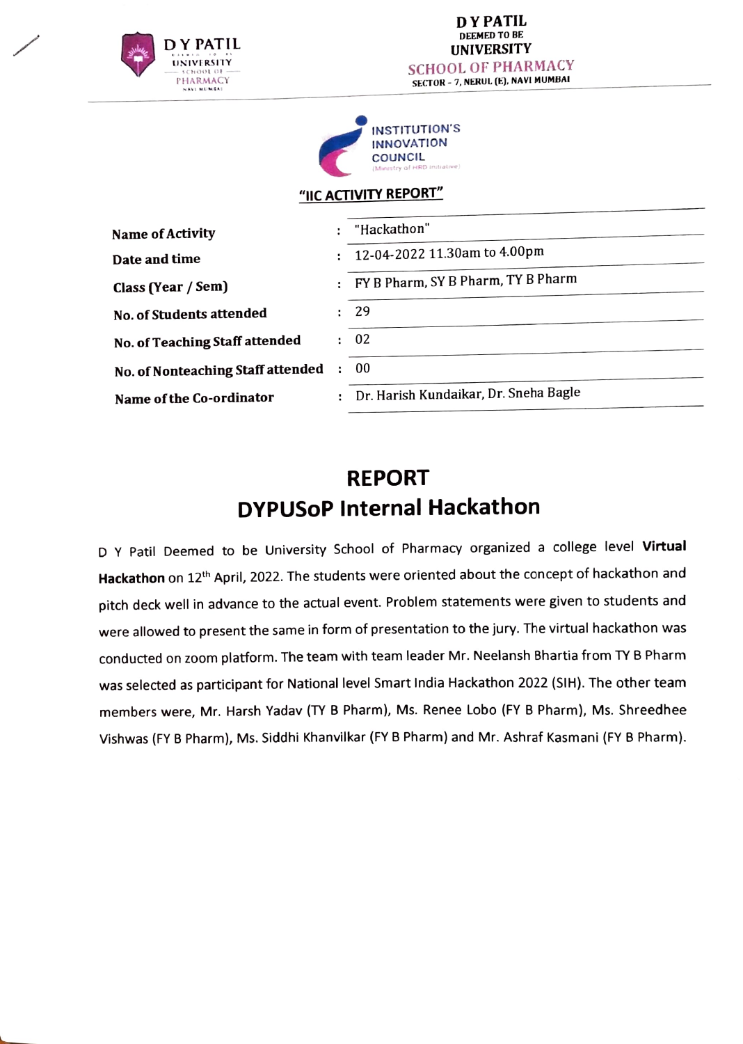D Y PATIL
DEEMED TO BE
UNIVERSITY
SCHOOL OF PHARMACY
SECTOR - 7, NERUL (E), NAVI MUMBAI

INSTITUTION'S INNOVATION COUNCIL
(Ministry of HRD Initiative)

## "IIC ACTIVITY REPORT"

| | | |
|---|---|---|
| Name of Activity | : | "Hackathon" |
| Date and time | : | 12-04-2022 11.30am to 4.00pm |
| Class (Year / Sem) | : | FY B Pharm, SY B Pharm, TY B Pharm |
| No. of Students attended | : | 29 |
| No. of Teaching Staff attended | : | 02 |
| No. of Nonteaching Staff attended | : | 00 |
| Name of the Co-ordinator | : | Dr. Harish Kundaikar, Dr. Sneha Bagle |

# REPORT
# DYPUSoP Internal Hackathon

D Y Patil Deemed to be University School of Pharmacy organized a college level **Virtual Hackathon** on 12th April, 2022. The students were oriented about the concept of hackathon and pitch deck well in advance to the actual event. Problem statements were given to students and were allowed to present the same in form of presentation to the jury. The virtual hackathon was conducted on zoom platform. The team with team leader Mr. Neelansh Bhartia from TY B Pharm was selected as participant for National level Smart India Hackathon 2022 (SIH). The other team members were, Mr. Harsh Yadav (TY B Pharm), Ms. Renee Lobo (FY B Pharm), Ms. Shreedhee Vishwas (FY B Pharm), Ms. Siddhi Khanvilkar (FY B Pharm) and Mr. Ashraf Kasmani (FY B Pharm).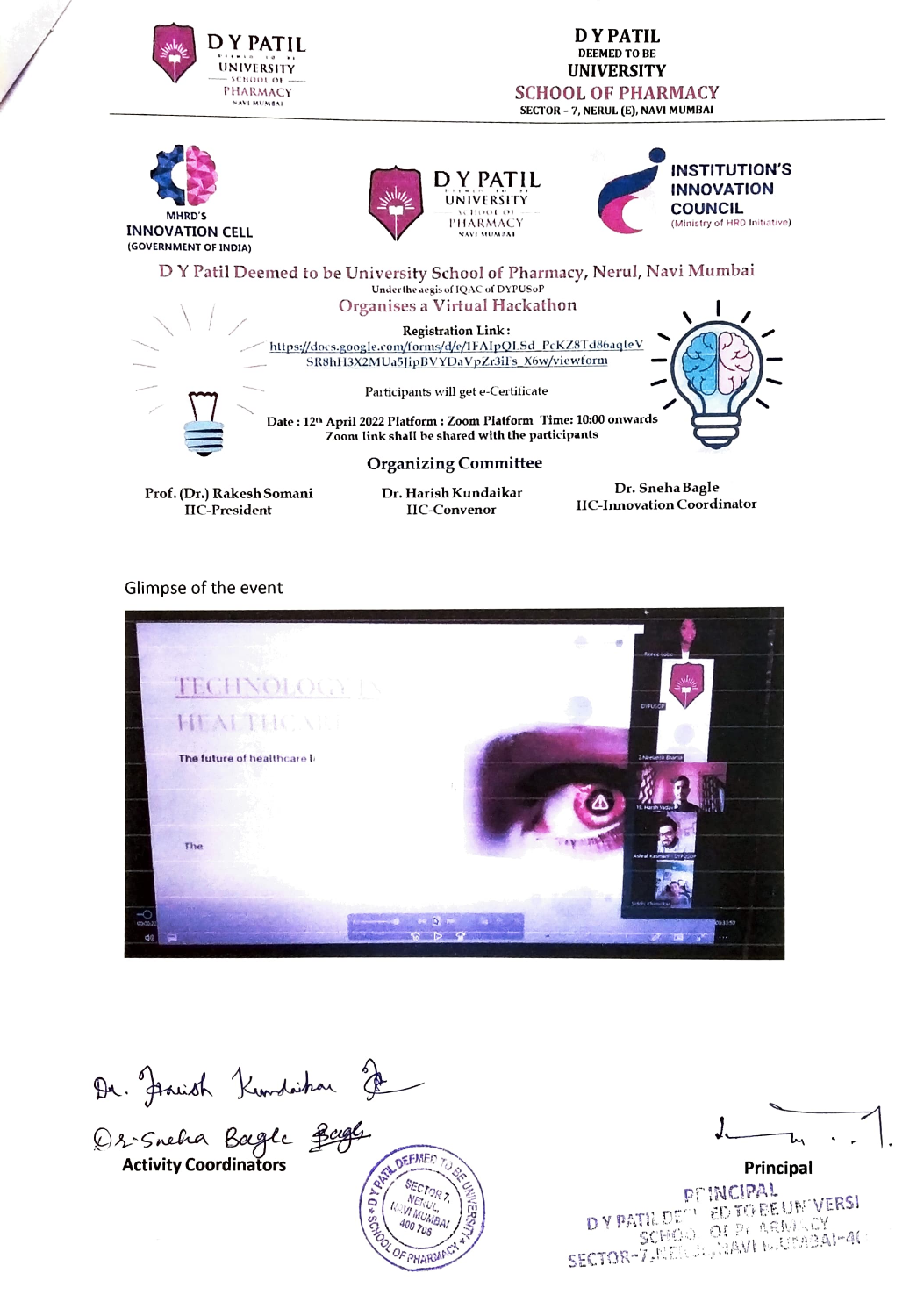# D Y PATIL DEEMED TO BE UNIVERSITY
## SCHOOL OF PHARMACY
SECTOR - 7, NERUL (E), NAVI MUMBAI

MHRD'S INNOVATION CELL (GOVERNMENT OF INDIA)

INSTITUTION'S INNOVATION COUNCIL (Ministry of HRD Initiative)

## D Y Patil Deemed to be University School of Pharmacy, Nerul, Navi Mumbai

Under the aegis of IQAC of DYPUSoP

### Organises a Virtual Hackathon

**Registration Link:**
https://docs.google.com/forms/d/e/1FAIpQLSd_PcKZ8Td86aqleVSR8hI13X2MUa5JipBVYDaVpZr3iFs_X6w/viewform

Participants will get e-Certificate

Date : 12th April 2022 Platform : Zoom Platform Time: 10:00 onwards
Zoom link shall be shared with the participants

### Organizing Committee

Prof. (Dr.) Rakesh Somani
IIC-President

Dr. Harish Kundaikar
IIC-Convenor

Dr. Sneha Bagle
IIC-Innovation Coordinator

Glimpse of the event

Dr. Harish Kundaikar

Dr. Sneha Bagle

**Activity Coordinators**

**Principal**

PRINCIPAL
D Y PATIL DEEMED TO BE UNIVERSITY
SCHOOL OF PHARMACY
SECTOR-7, NERUL, NAVI MUMBAI-400 706

D Y PATIL DEEMED TO BE UNIVERSITY * SCHOOL OF PHARMACY * SECTOR 7, NERUL, NAVI MUMBAI 400 706